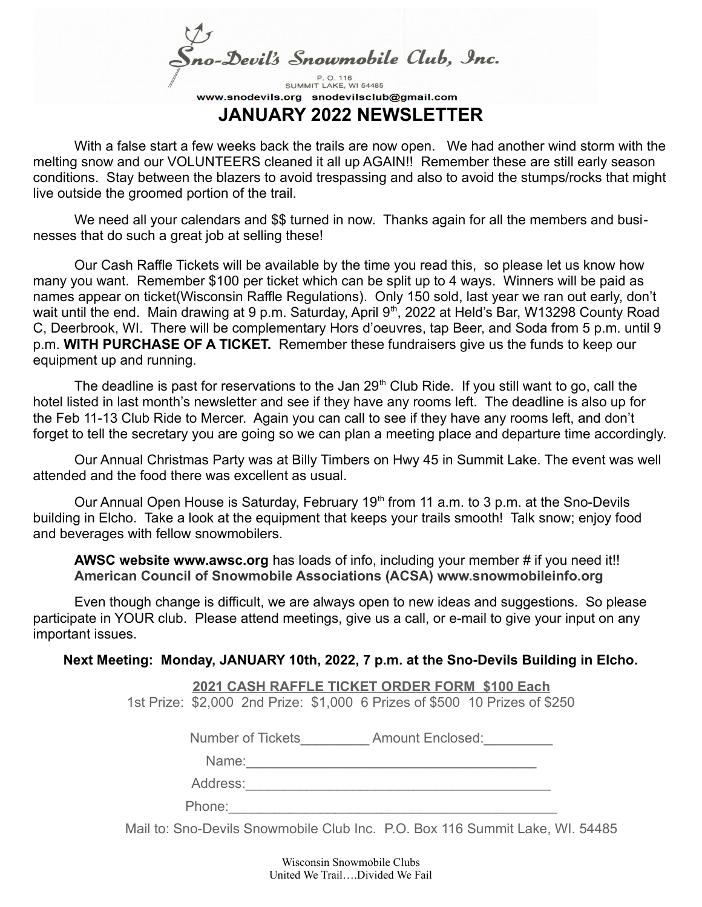Sno-Devil's Snowmobile Club, Inc.

P. O. 116
SUMMIT LAKE, WI 54485

www.snodevils.org snodevilsclub@gmail.com

# JANUARY 2022 NEWSLETTER

With a false start a few weeks back the trails are now open. We had another wind storm with the melting snow and our VOLUNTEERS cleaned it all up AGAIN!! Remember these are still early season conditions. Stay between the blazers to avoid trespassing and also to avoid the stumps/rocks that might live outside the groomed portion of the trail.

We need all your calendars and $$ turned in now. Thanks again for all the members and businesses that do such a great job at selling these!

Our Cash Raffle Tickets will be available by the time you read this, so please let us know how many you want. Remember $100 per ticket which can be split up to 4 ways. Winners will be paid as names appear on ticket(Wisconsin Raffle Regulations). Only 150 sold, last year we ran out early, don't wait until the end. Main drawing at 9 p.m. Saturday, April 9th, 2022 at Held's Bar, W13298 County Road C, Deerbrook, WI. There will be complementary Hors d'oeuvres, tap Beer, and Soda from 5 p.m. until 9 p.m. **WITH PURCHASE OF A TICKET.** Remember these fundraisers give us the funds to keep our equipment up and running.

The deadline is past for reservations to the Jan 29th Club Ride. If you still want to go, call the hotel listed in last month's newsletter and see if they have any rooms left. The deadline is also up for the Feb 11-13 Club Ride to Mercer. Again you can call to see if they have any rooms left, and don't forget to tell the secretary you are going so we can plan a meeting place and departure time accordingly.

Our Annual Christmas Party was at Billy Timbers on Hwy 45 in Summit Lake. The event was well attended and the food there was excellent as usual.

Our Annual Open House is Saturday, February 19th from 11 a.m. to 3 p.m. at the Sno-Devils building in Elcho. Take a look at the equipment that keeps your trails smooth! Talk snow; enjoy food and beverages with fellow snowmobilers.

**AWSC website www.awsc.org** has loads of info, including your member # if you need it!!
**American Council of Snowmobile Associations (ACSA) www.snowmobileinfo.org**

Even though change is difficult, we are always open to new ideas and suggestions. So please participate in YOUR club. Please attend meetings, give us a call, or e-mail to give your input on any important issues.

**Next Meeting: Monday, JANUARY 10th, 2022, 7 p.m. at the Sno-Devils Building in Elcho.**

**2021 CASH RAFFLE TICKET ORDER FORM $100 Each**

1st Prize: $2,000 2nd Prize: $1,000 6 Prizes of $500 10 Prizes of $250

Number of Tickets_________ Amount Enclosed:_________

Name:_______________________________________

Address:_______________________________________

Phone:_______________________________________

Mail to: Sno-Devils Snowmobile Club Inc. P.O. Box 116 Summit Lake, WI. 54485

Wisconsin Snowmobile Clubs
United We Trail….Divided We Fail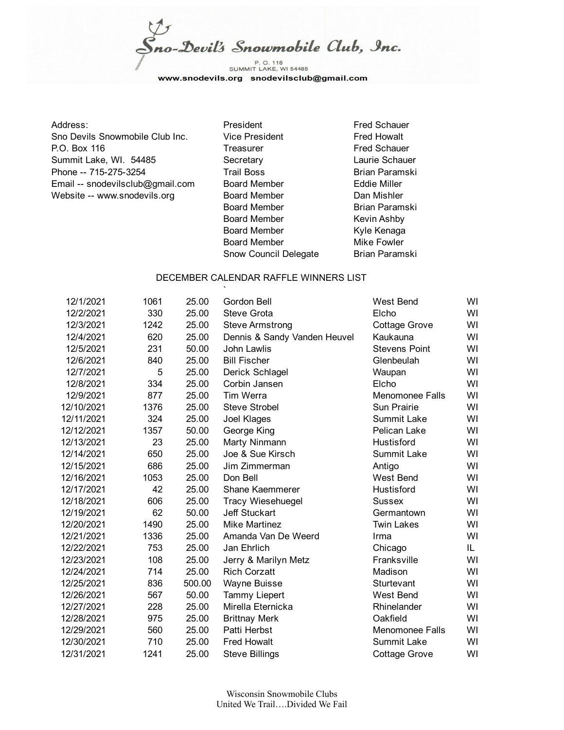# Sno-Devil's Snowmobile Club, Inc.

P. O. 116
SUMMIT LAKE, WI 54485

www.snodevils.org snodevilsclub@gmail.com

Address:
Sno Devils Snowmobile Club Inc.
P.O. Box 116
Summit Lake, WI. 54485
Phone -- 715-275-3254
Email -- snodevilsclub@gmail.com
Website -- www.snodevils.org

| | |
|---|---|
| President | Fred Schauer |
| Vice President | Fred Howalt |
| Treasurer | Fred Schauer |
| Secretary | Laurie Schauer |
| Trail Boss | Brian Paramski |
| Board Member | Eddie Miller |
| Board Member | Dan Mishler |
| Board Member | Brian Paramski |
| Board Member | Kevin Ashby |
| Board Member | Kyle Kenaga |
| Board Member | Mike Fowler |
| Snow Council Delegate | Brian Paramski |

## DECEMBER CALENDAR RAFFLE WINNERS LIST

| | | | | | |
|---|---|---|---|---|---|
| 12/1/2021 | 1061 | 25.00 | Gordon Bell | West Bend | WI |
| 12/2/2021 | 330 | 25.00 | Steve Grota | Elcho | WI |
| 12/3/2021 | 1242 | 25.00 | Steve Armstrong | Cottage Grove | WI |
| 12/4/2021 | 620 | 25.00 | Dennis & Sandy Vanden Heuvel | Kaukauna | WI |
| 12/5/2021 | 231 | 50.00 | John Lawlis | Stevens Point | WI |
| 12/6/2021 | 840 | 25.00 | Bill Fischer | Glenbeulah | WI |
| 12/7/2021 | 5 | 25.00 | Derick Schlagel | Waupan | WI |
| 12/8/2021 | 334 | 25.00 | Corbin Jansen | Elcho | WI |
| 12/9/2021 | 877 | 25.00 | Tim Werra | Menomonee Falls | WI |
| 12/10/2021 | 1376 | 25.00 | Steve Strobel | Sun Prairie | WI |
| 12/11/2021 | 324 | 25.00 | Joel Klages | Summit Lake | WI |
| 12/12/2021 | 1357 | 50.00 | George King | Pelican Lake | WI |
| 12/13/2021 | 23 | 25.00 | Marty Ninmann | Hustisford | WI |
| 12/14/2021 | 650 | 25.00 | Joe & Sue Kirsch | Summit Lake | WI |
| 12/15/2021 | 686 | 25.00 | Jim Zimmerman | Antigo | WI |
| 12/16/2021 | 1053 | 25.00 | Don Bell | West Bend | WI |
| 12/17/2021 | 42 | 25.00 | Shane Kaemmerer | Hustisford | WI |
| 12/18/2021 | 606 | 25.00 | Tracy Wiesehuegel | Sussex | WI |
| 12/19/2021 | 62 | 50.00 | Jeff Stuckart | Germantown | WI |
| 12/20/2021 | 1490 | 25.00 | Mike Martinez | Twin Lakes | WI |
| 12/21/2021 | 1336 | 25.00 | Amanda Van De Weerd | Irma | WI |
| 12/22/2021 | 753 | 25.00 | Jan Ehrlich | Chicago | IL |
| 12/23/2021 | 108 | 25.00 | Jerry & Marilyn Metz | Franksville | WI |
| 12/24/2021 | 714 | 25.00 | Rich Corzatt | Madison | WI |
| 12/25/2021 | 836 | 500.00 | Wayne Buisse | Sturtevant | WI |
| 12/26/2021 | 567 | 50.00 | Tammy Liepert | West Bend | WI |
| 12/27/2021 | 228 | 25.00 | Mirella Eternicka | Rhinelander | WI |
| 12/28/2021 | 975 | 25.00 | Brittnay Merk | Oakfield | WI |
| 12/29/2021 | 560 | 25.00 | Patti Herbst | Menomonee Falls | WI |
| 12/30/2021 | 710 | 25.00 | Fred Howalt | Summit Lake | WI |
| 12/31/2021 | 1241 | 25.00 | Steve Billings | Cottage Grove | WI |

Wisconsin Snowmobile Clubs
United We Trail….Divided We Fail